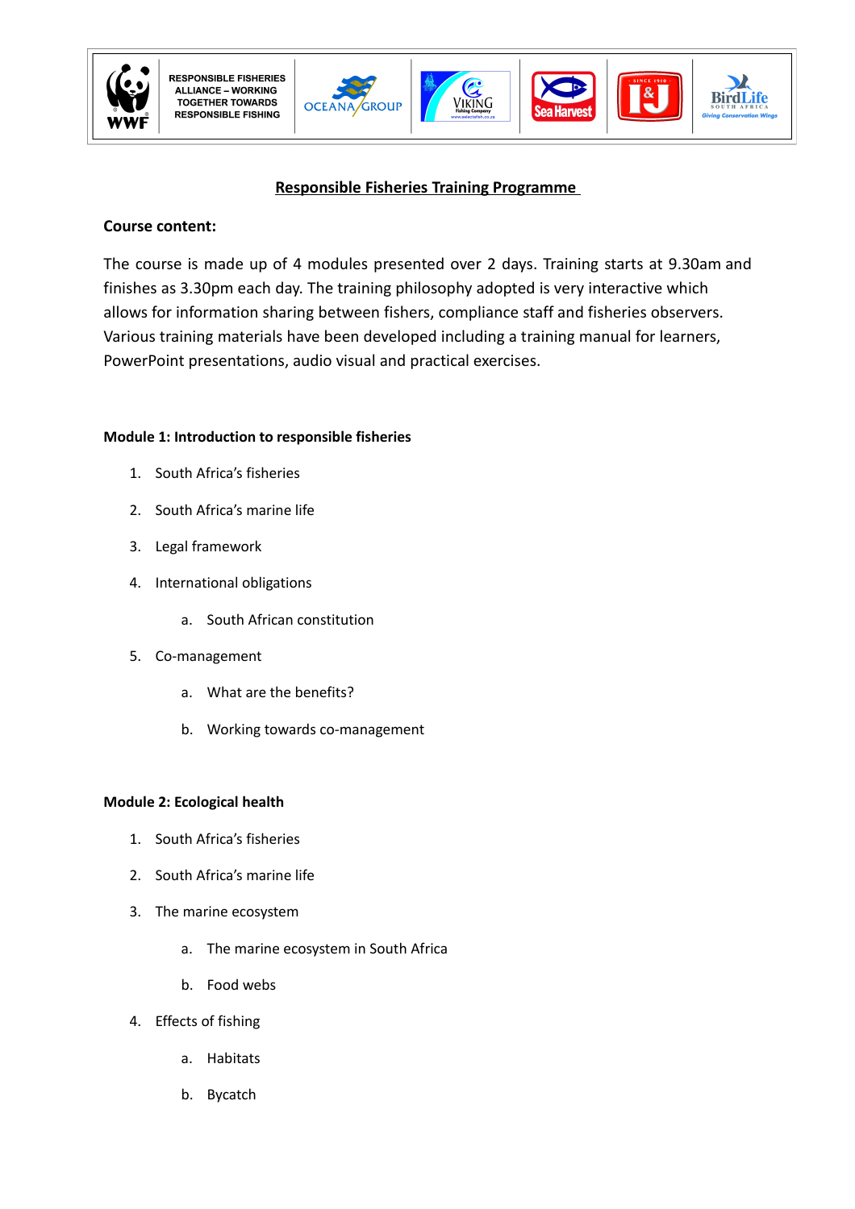RESPONSIBLE FISHERIES ALLIANCE – WORKING TOGETHER TOWARDS RESPONSIBLE FISHING

# Responsible Fisheries Training Programme

**Course content:**

The course is made up of 4 modules presented over 2 days. Training starts at 9.30am and finishes as 3.30pm each day. The training philosophy adopted is very interactive which allows for information sharing between fishers, compliance staff and fisheries observers. Various training materials have been developed including a training manual for learners, PowerPoint presentations, audio visual and practical exercises.

**Module 1: Introduction to responsible fisheries**

1. South Africa's fisheries
2. South Africa's marine life
3. Legal framework
4. International obligations
    a. South African constitution
5. Co-management
    a. What are the benefits?
    b. Working towards co-management

**Module 2: Ecological health**

1. South Africa's fisheries
2. South Africa's marine life
3. The marine ecosystem
    a. The marine ecosystem in South Africa
    b. Food webs
4. Effects of fishing
    a. Habitats
    b. Bycatch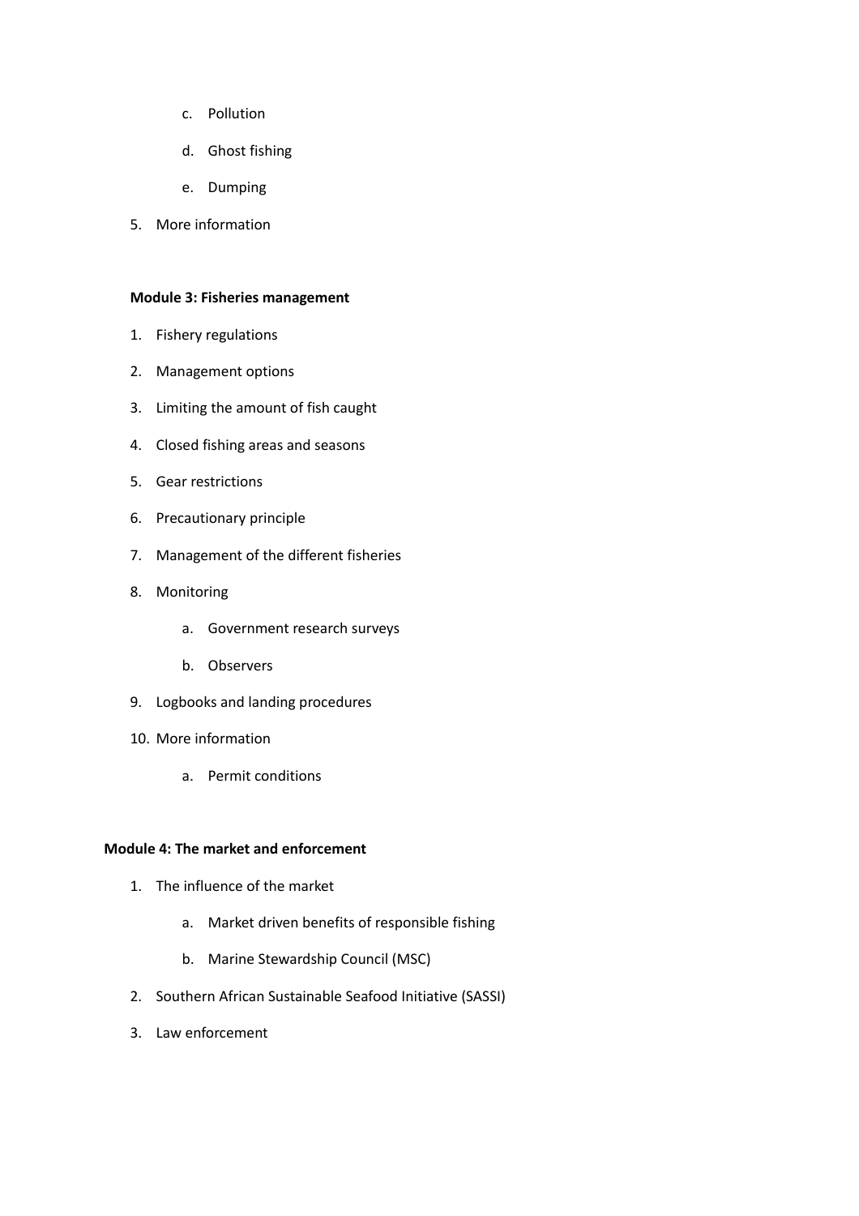c. Pollution
    d. Ghost fishing
    e. Dumping
5. More information

**Module 3: Fisheries management**

1. Fishery regulations
2. Management options
3. Limiting the amount of fish caught
4. Closed fishing areas and seasons
5. Gear restrictions
6. Precautionary principle
7. Management of the different fisheries
8. Monitoring
    a. Government research surveys
    b. Observers
9. Logbooks and landing procedures
10. More information
    a. Permit conditions

**Module 4: The market and enforcement**

1. The influence of the market
    a. Market driven benefits of responsible fishing
    b. Marine Stewardship Council (MSC)
2. Southern African Sustainable Seafood Initiative (SASSI)
3. Law enforcement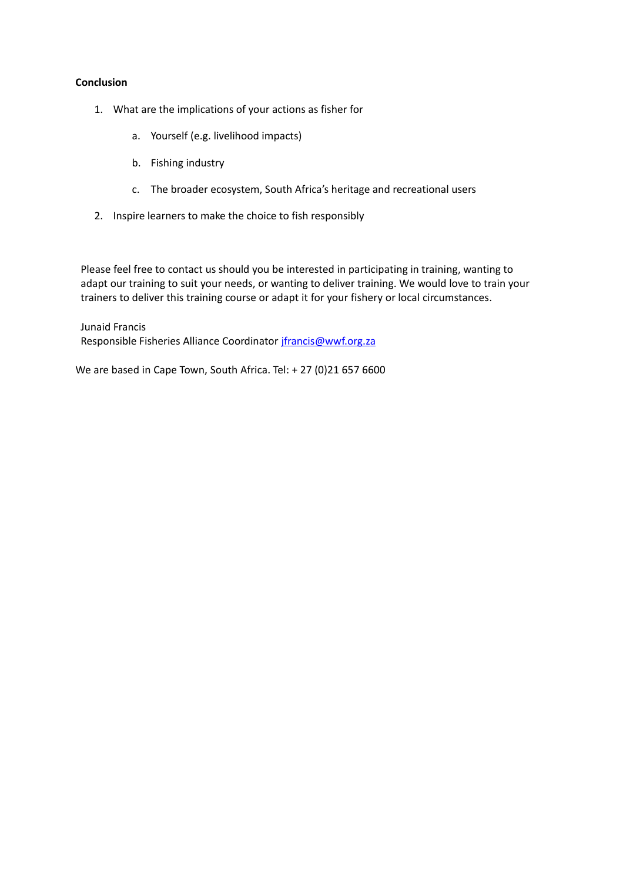**Conclusion**

1. What are the implications of your actions as fisher for
   a. Yourself (e.g. livelihood impacts)
   b. Fishing industry
   c. The broader ecosystem, South Africa's heritage and recreational users
2. Inspire learners to make the choice to fish responsibly

Please feel free to contact us should you be interested in participating in training, wanting to adapt our training to suit your needs, or wanting to deliver training. We would love to train your trainers to deliver this training course or adapt it for your fishery or local circumstances.

Junaid Francis
Responsible Fisheries Alliance Coordinator jfrancis@wwf.org.za

We are based in Cape Town, South Africa. Tel: + 27 (0)21 657 6600